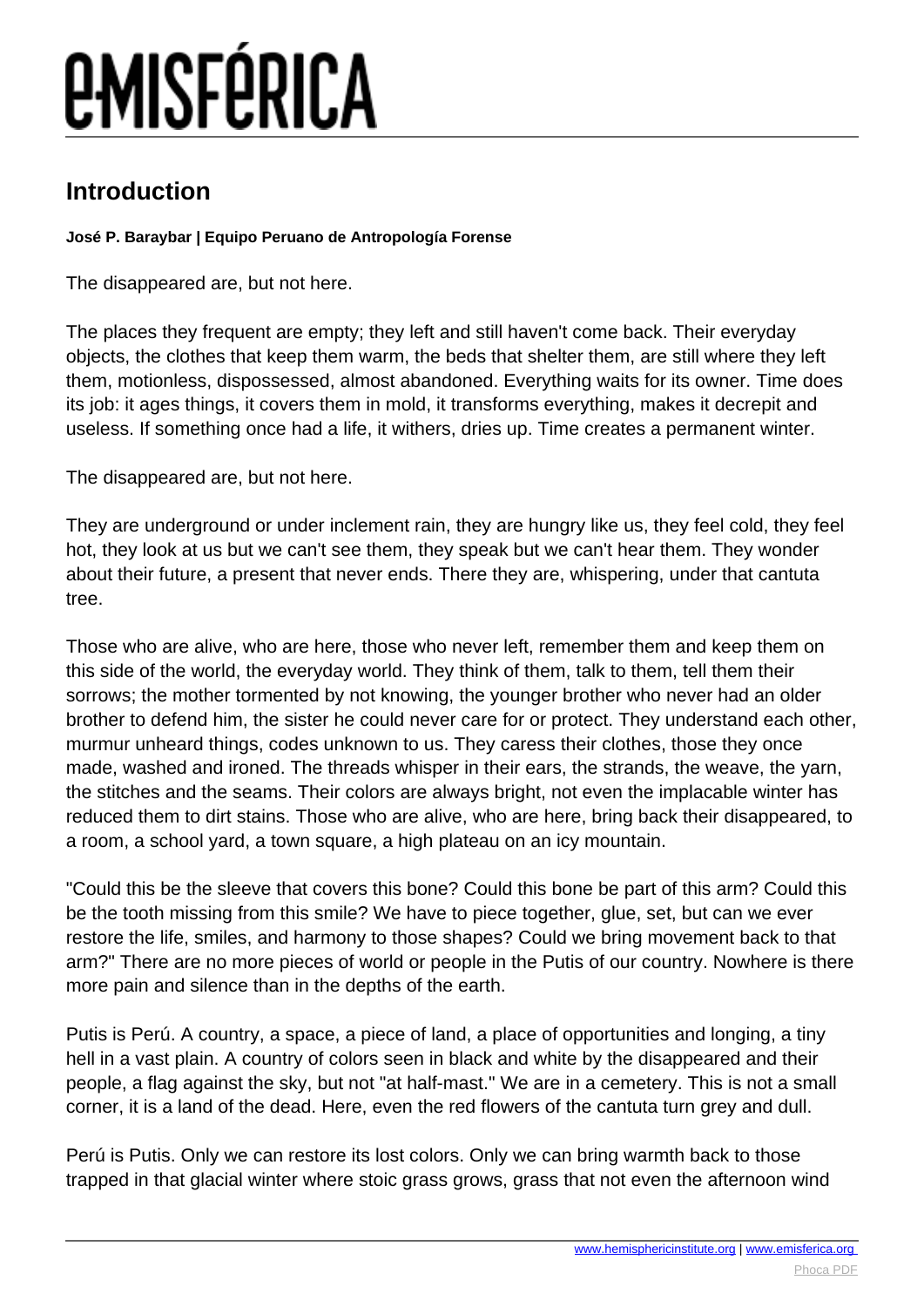## Introduction

**José P. Baraybar | Equipo Peruano de Antropología Forense**

The disappeared are, but not here.

The places they frequent are empty; they left and still haven't come back. Their everyday objects, the clothes that keep them warm, the beds that shelter them, are still where they left them, motionless, dispossessed, almost abandoned. Everything waits for its owner. Time does its job: it ages things, it covers them in mold, it transforms everything, makes it decrepit and useless. If something once had a life, it withers, dries up. Time creates a permanent winter.

The disappeared are, but not here.

They are underground or under inclement rain, they are hungry like us, they feel cold, they feel hot, they look at us but we can't see them, they speak but we can't hear them. They wonder about their future, a present that never ends. There they are, whispering, under that cantuta tree.

Those who are alive, who are here, those who never left, remember them and keep them on this side of the world, the everyday world. They think of them, talk to them, tell them their sorrows; the mother tormented by not knowing, the younger brother who never had an older brother to defend him, the sister he could never care for or protect. They understand each other, murmur unheard things, codes unknown to us. They caress their clothes, those they once made, washed and ironed. The threads whisper in their ears, the strands, the weave, the yarn, the stitches and the seams. Their colors are always bright, not even the implacable winter has reduced them to dirt stains. Those who are alive, who are here, bring back their disappeared, to a room, a school yard, a town square, a high plateau on an icy mountain.

"Could this be the sleeve that covers this bone? Could this bone be part of this arm? Could this be the tooth missing from this smile? We have to piece together, glue, set, but can we ever restore the life, smiles, and harmony to those shapes? Could we bring movement back to that arm?" There are no more pieces of world or people in the Putis of our country. Nowhere is there more pain and silence than in the depths of the earth.

Putis is Perú. A country, a space, a piece of land, a place of opportunities and longing, a tiny hell in a vast plain. A country of colors seen in black and white by the disappeared and their people, a flag against the sky, but not "at half-mast." We are in a cemetery. This is not a small corner, it is a land of the dead. Here, even the red flowers of the cantuta turn grey and dull.

Perú is Putis. Only we can restore its lost colors. Only we can bring warmth back to those trapped in that glacial winter where stoic grass grows, grass that not even the afternoon wind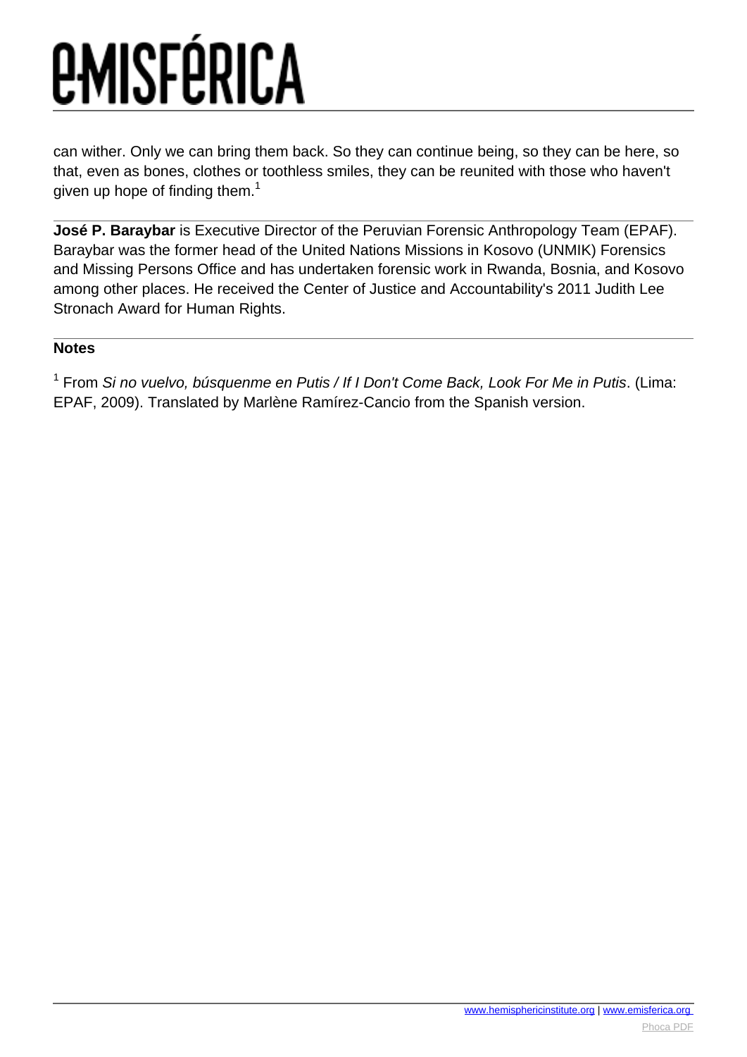can wither. Only we can bring them back. So they can continue being, so they can be here, so that, even as bones, clothes or toothless smiles, they can be reunited with those who haven't given up hope of finding them.[1]

---

**José P. Baraybar** is Executive Director of the Peruvian Forensic Anthropology Team (EPAF). Baraybar was the former head of the United Nations Missions in Kosovo (UNMIK) Forensics and Missing Persons Office and has undertaken forensic work in Rwanda, Bosnia, and Kosovo among other places. He received the Center of Justice and Accountability's 2011 Judith Lee Stronach Award for Human Rights.

---

**Notes**

[1] From *Si no vuelvo, búsquenme en Putis / If I Don't Come Back, Look For Me in Putis*. (Lima: EPAF, 2009). Translated by Marlène Ramírez-Cancio from the Spanish version.